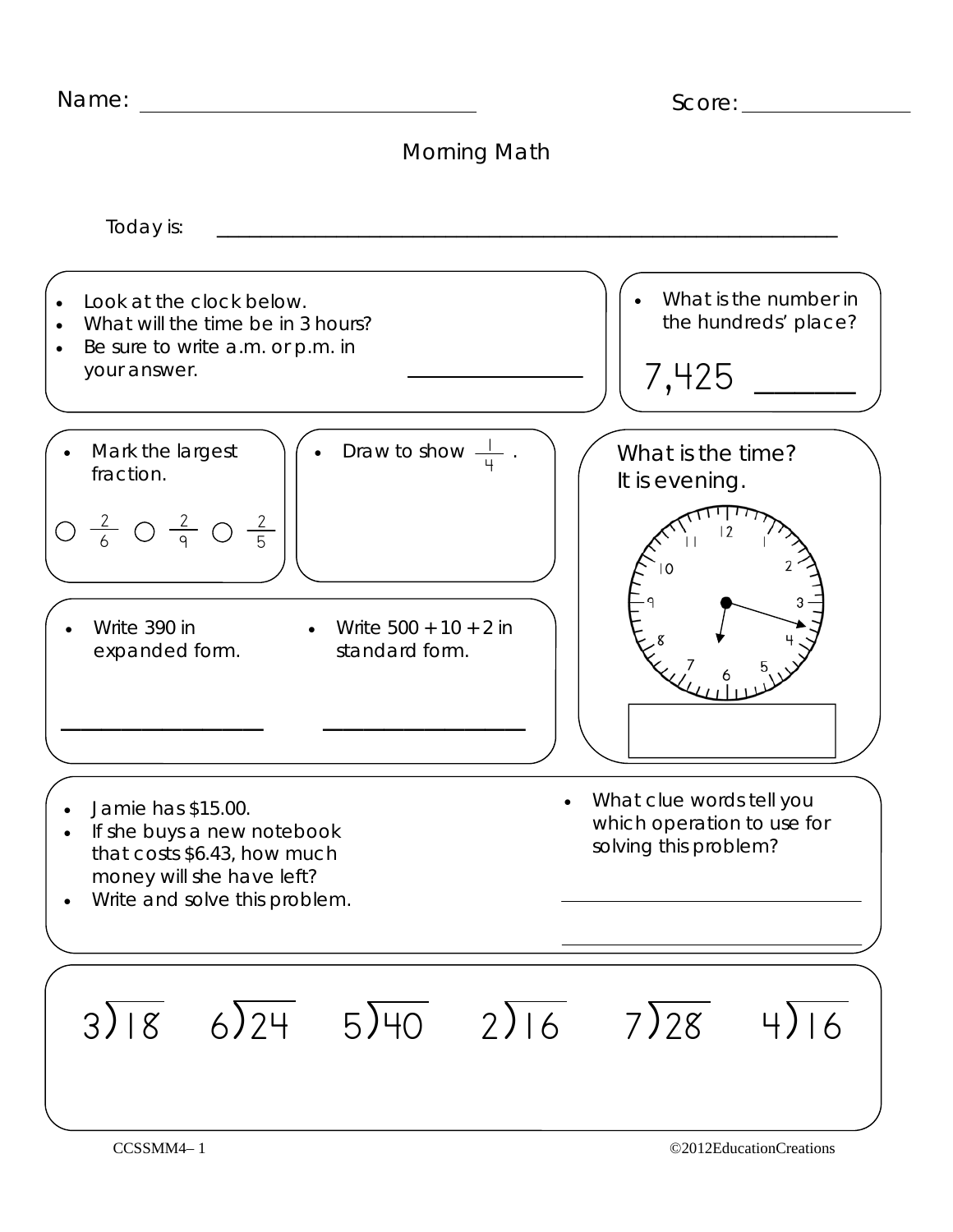Name: ______________________ Score: ____________

# Morning Math

Today is: ________________________________________________

- Look at the clock below.
- What will the time be in 3 hours?
- Be sure to write a.m. or p.m. in your answer.

_______________

- What is the number in the hundreds' place?

7,425 ______

- Mark the largest fraction.

○ $\frac{2}{6}$ ○ $\frac{2}{9}$ ○ $\frac{2}{5}$

- Draw to show $\frac{1}{4}$.

What is the time?
It is evening.

- Write 390 in expanded form.

_______________

- Write 500 + 10 + 2 in standard form.

_______________

- Jamie has $15.00.
- If she buys a new notebook that costs $6.43, how much money will she have left?
- Write and solve this problem.

- What clue words tell you which operation to use for solving this problem?

_______________________________

_______________________________

$3\overline{)18}$ $6\overline{)24}$ $5\overline{)40}$ $2\overline{)16}$ $7\overline{)28}$ $4\overline{)16}$

CCSSMM4– 1

©2012EducationCreations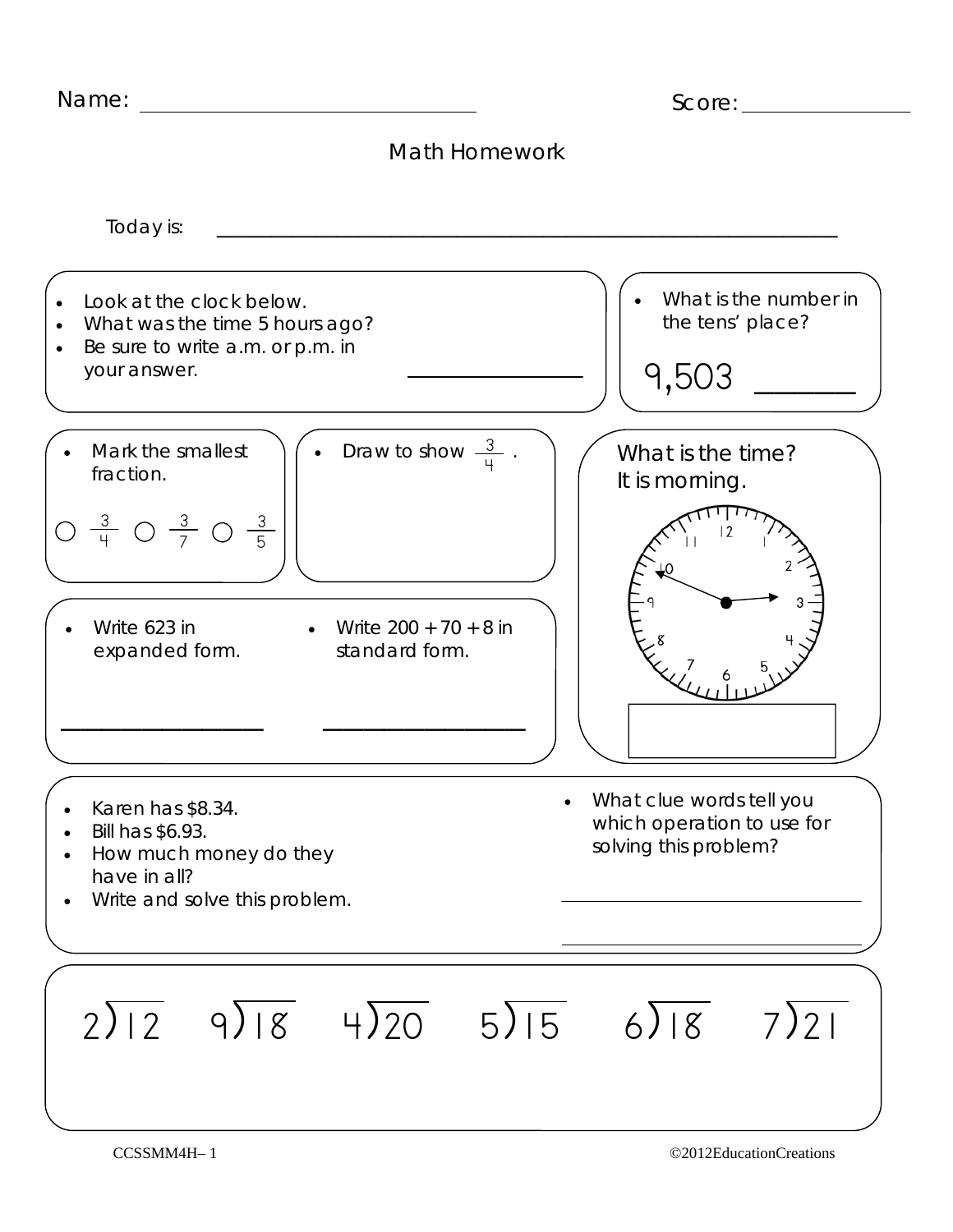Name: ______________________ Score: ______________

# Math Homework

Today is: ______________________________________________

- Look at the clock below.
- What was the time 5 hours ago?
- Be sure to write a.m. or p.m. in your answer.

______________

- What is the number in the tens' place?

9,503 ______

- Mark the smallest fraction.

○ $\frac{3}{4}$ ○ $\frac{3}{7}$ ○ $\frac{3}{5}$

- Draw to show $\frac{3}{4}$.

What is the time?
It is morning.

- Write 623 in expanded form.

______________

- Write 200 + 70 + 8 in standard form.

______________

- Karen has $8.34.
- Bill has $6.93.
- How much money do they have in all?
- Write and solve this problem.

- What clue words tell you which operation to use for solving this problem?

______________________

______________________

$2\overline{)12}$ $9\overline{)18}$ $4\overline{)20}$ $5\overline{)15}$ $6\overline{)18}$ $7\overline{)21}$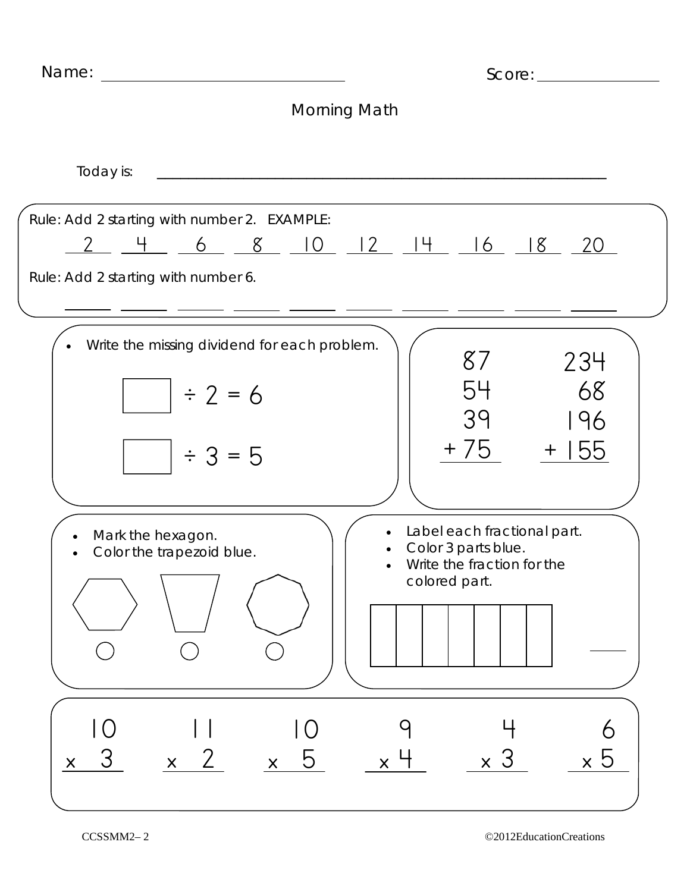Name: \_\_\_\_\_\_\_\_\_\_\_\_\_\_\_\_\_\_\_\_\_\_\_\_\_\_ Score: \_\_\_\_\_\_\_\_\_\_\_\_

# Morning Math

Today is: \_\_\_\_\_\_\_\_\_\_\_\_\_\_\_\_\_\_\_\_\_\_\_\_\_\_\_\_\_\_\_\_\_\_\_\_\_\_\_\_\_\_\_\_\_\_

Rule: Add 2 starting with number 2. EXAMPLE:

2 4 6 8 10 12 14 16 18 20

Rule: Add 2 starting with number 6.

\_\_\_\_ \_\_\_\_ \_\_\_\_ \_\_\_\_ \_\_\_\_ \_\_\_\_ \_\_\_\_ \_\_\_\_ \_\_\_\_ \_\_\_\_

- Write the missing dividend for each problem.

$\square \div 2 = 6$

$\square \div 3 = 5$

$$\begin{array}{r} 87 \\ 54 \\ 39 \\ +\ 75 \\ \hline \end{array} \qquad \begin{array}{r} 234 \\ 68 \\ 196 \\ +\ 155 \\ \hline \end{array}$$

- Mark the hexagon.
- Color the trapezoid blue.

- Label each fractional part.
- Color 3 parts blue.
- Write the fraction for the colored part.

\_\_\_\_

$$\begin{array}{r} 10 \\ \times\ 3 \\ \hline \end{array} \quad \begin{array}{r} 11 \\ \times\ 2 \\ \hline \end{array} \quad \begin{array}{r} 10 \\ \times\ 5 \\ \hline \end{array} \quad \begin{array}{r} 9 \\ \times\ 4 \\ \hline \end{array} \quad \begin{array}{r} 4 \\ \times\ 3 \\ \hline \end{array} \quad \begin{array}{r} 6 \\ \times\ 5 \\ \hline \end{array}$$

CCSSMM2– 2 ©2012EducationCreations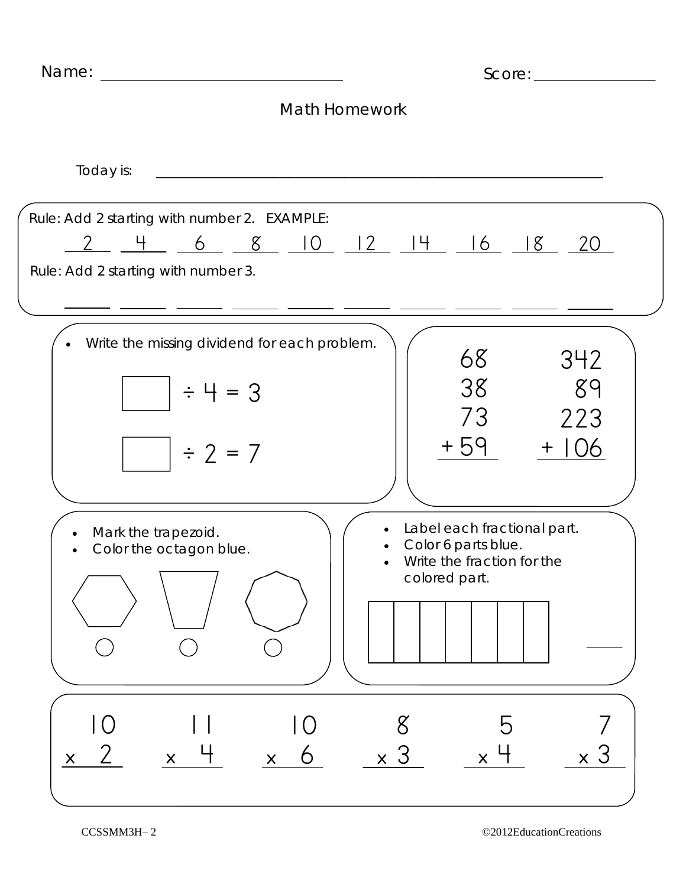Name: ______________________ Score: ____________

# Math Homework

Today is: ________________________________________________

Rule: Add 2 starting with number 2. EXAMPLE:

2 4 6 8 10 12 14 16 18 20

Rule: Add 2 starting with number 3.

\_\_\_\_ \_\_\_\_ \_\_\_\_ \_\_\_\_ \_\_\_\_ \_\_\_\_ \_\_\_\_ \_\_\_\_ \_\_\_\_ \_\_\_\_

- Write the missing dividend for each problem.

$\square \div 4 = 3$

$\square \div 2 = 7$

$$\begin{array}{r} 68 \\ 38 \\ 73 \\ +\ 59 \\ \hline \end{array} \qquad \begin{array}{r} 342 \\ 89 \\ 223 \\ +\ 106 \\ \hline \end{array}$$

- Mark the trapezoid.
- Color the octagon blue.

- Label each fractional part.
- Color 6 parts blue.
- Write the fraction for the colored part.

\_\_\_\_

$$\begin{array}{r} 10 \\ \times\ 2 \\ \hline \end{array} \qquad \begin{array}{r} 11 \\ \times\ 4 \\ \hline \end{array} \qquad \begin{array}{r} 10 \\ \times\ 6 \\ \hline \end{array} \qquad \begin{array}{r} 8 \\ \times\ 3 \\ \hline \end{array} \qquad \begin{array}{r} 5 \\ \times\ 4 \\ \hline \end{array} \qquad \begin{array}{r} 7 \\ \times\ 3 \\ \hline \end{array}$$

CCSSMM3H– 2 ©2012EducationCreations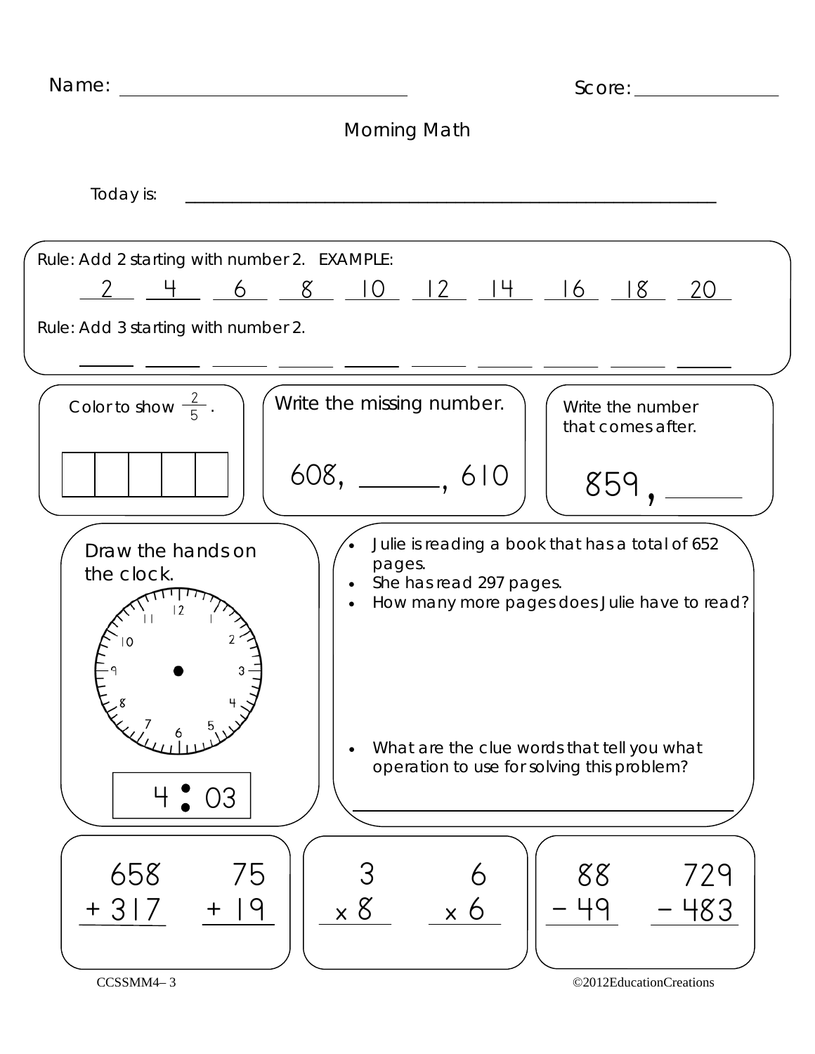Name: \_\_\_\_\_\_\_\_\_\_\_\_\_\_\_\_\_\_\_\_\_\_\_\_ Score: \_\_\_\_\_\_\_\_\_\_\_\_

# Morning Math

Today is: \_\_\_\_\_\_\_\_\_\_\_\_\_\_\_\_\_\_\_\_\_\_\_\_\_\_\_\_\_\_\_\_\_\_\_\_\_\_\_\_\_\_\_\_

Rule: Add 2 starting with number 2. EXAMPLE:

2 4 6 8 10 12 14 16 18 20

Rule: Add 3 starting with number 2.

\_\_\_\_ \_\_\_\_ \_\_\_\_ \_\_\_\_ \_\_\_\_ \_\_\_\_ \_\_\_\_ \_\_\_\_ \_\_\_\_ \_\_\_\_

Color to show $\frac{2}{5}$.

| | | | | |
|---|---|---|---|---|
| | | | | |

Write the missing number.

608, \_\_\_\_\_\_, 610

Write the number that comes after.

859, \_\_\_\_\_\_

Draw the hands on the clock.

4 : 03

- Julie is reading a book that has a total of 652 pages.
- She has read 297 pages.
- How many more pages does Julie have to read?

- What are the clue words that tell you what operation to use for solving this problem?

\_\_\_\_\_\_\_\_\_\_\_\_\_\_\_\_\_\_\_\_\_\_\_\_\_\_\_\_\_\_\_\_

$$\begin{array}{r} 658 \\ +\,317 \\ \hline \end{array} \qquad \begin{array}{r} 75 \\ +\,19 \\ \hline \end{array}$$

$$\begin{array}{r} 3 \\ \times\,8 \\ \hline \end{array} \qquad \begin{array}{r} 6 \\ \times\,6 \\ \hline \end{array}$$

$$\begin{array}{r} 88 \\ -\,49 \\ \hline \end{array} \qquad \begin{array}{r} 729 \\ -\,483 \\ \hline \end{array}$$

CCSSMM4– 3 ©2012EducationCreations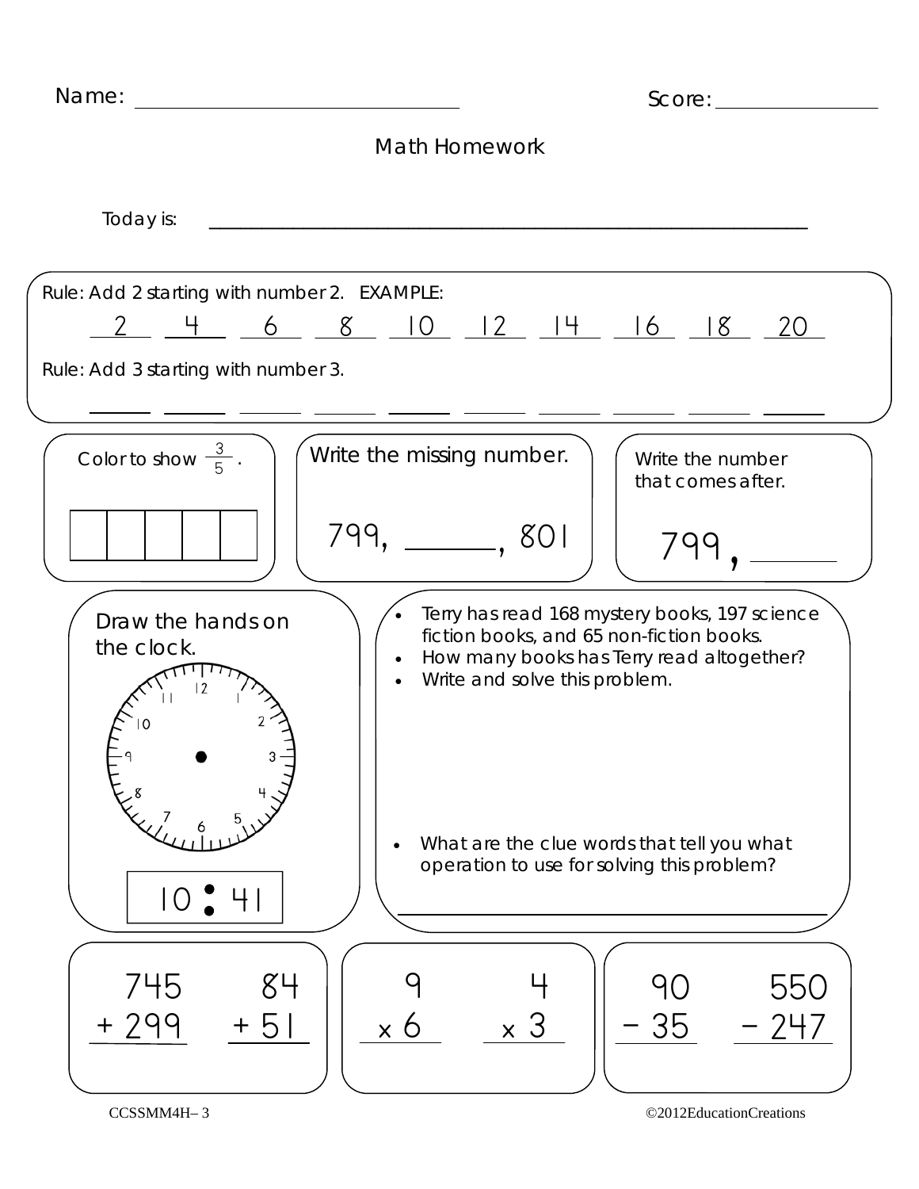Name: ______________________ Score: ____________

# Math Homework

Today is: ____________________________________________

Rule: Add 2 starting with number 2. EXAMPLE:

2 4 6 8 10 12 14 16 18 20

Rule: Add 3 starting with number 3.

___ ___ ___ ___ ___ ___ ___ ___ ___ ___

Color to show $\frac{3}{5}$.

Write the missing number.

799, ______, 801

Write the number that comes after.

799, ______

Draw the hands on the clock.

10 : 41

- Terry has read 168 mystery books, 197 science fiction books, and 65 non-fiction books.
- How many books has Terry read altogether?
- Write and solve this problem.

- What are the clue words that tell you what operation to use for solving this problem?

______________________________

$$\begin{array}{r} 745 \\ +\ 299 \\ \hline \end{array} \qquad \begin{array}{r} 84 \\ +\ 51 \\ \hline \end{array}$$

$$\begin{array}{r} 9 \\ \times\ 6 \\ \hline \end{array} \qquad \begin{array}{r} 4 \\ \times\ 3 \\ \hline \end{array}$$

$$\begin{array}{r} 90 \\ -\ 35 \\ \hline \end{array} \qquad \begin{array}{r} 550 \\ -\ 247 \\ \hline \end{array}$$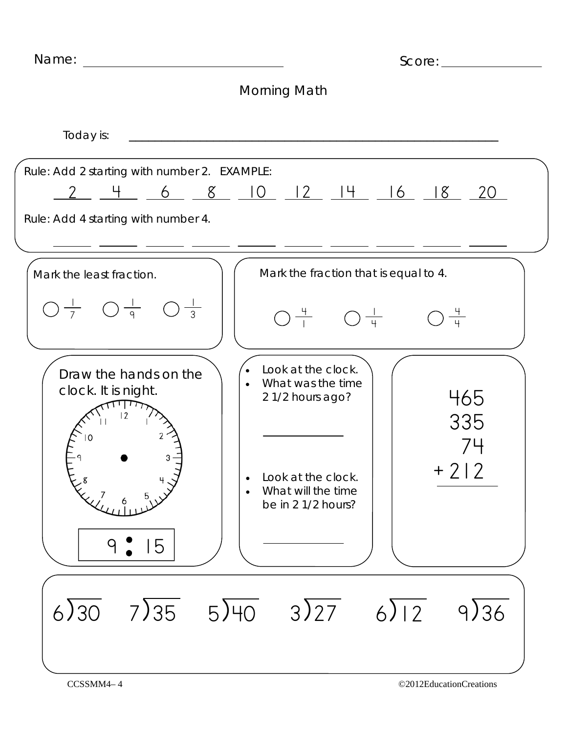Name: ______________________________ Score: ______________

# Morning Math

Today is: ____________________________________________________

Rule: Add 2 starting with number 2. EXAMPLE:

2 4 6 8 10 12 14 16 18 20

Rule: Add 4 starting with number 4.

\_\_\_\_ \_\_\_\_ \_\_\_\_ \_\_\_\_ \_\_\_\_ \_\_\_\_ \_\_\_\_ \_\_\_\_ \_\_\_\_ \_\_\_\_

Mark the least fraction.

○ $\frac{1}{7}$ ○ $\frac{1}{9}$ ○ $\frac{1}{3}$

Mark the fraction that is equal to 4.

○ $\frac{4}{1}$ ○ $\frac{1}{4}$ ○ $\frac{4}{4}$

Draw the hands on the clock. It is night.

9 : 15

- Look at the clock.
- What was the time 2 1/2 hours ago?

\_\_\_\_\_\_\_\_\_\_\_\_

- Look at the clock.
- What will the time be in 2 1/2 hours?

\_\_\_\_\_\_\_\_\_\_\_\_

$$\begin{array}{r} 465 \\ 335 \\ 74 \\ +\ 212 \\ \hline \end{array}$$

$6\overline{)30}$ $7\overline{)35}$ $5\overline{)40}$ $3\overline{)27}$ $6\overline{)12}$ $9\overline{)36}$

CCSSMM4– 4 ©2012EducationCreations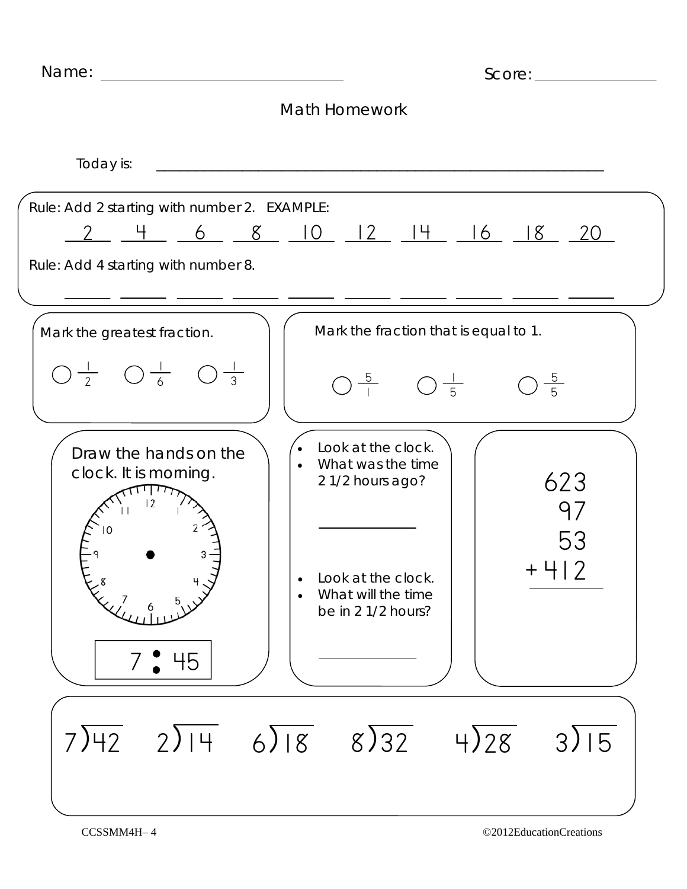Name: ______________________________ Score: ______________

# Math Homework

Today is: ____________________________________________________________

Rule: Add 2 starting with number 2. EXAMPLE:

2 4 6 8 10 12 14 16 18 20

Rule: Add 4 starting with number 8.

\_\_\_\_ \_\_\_\_ \_\_\_\_ \_\_\_\_ \_\_\_\_ \_\_\_\_ \_\_\_\_ \_\_\_\_ \_\_\_\_ \_\_\_\_

Mark the greatest fraction.

○ $\frac{1}{2}$ ○ $\frac{1}{6}$ ○ $\frac{1}{3}$

Mark the fraction that is equal to 1.

○ $\frac{5}{1}$ ○ $\frac{1}{5}$ ○ $\frac{5}{5}$

Draw the hands on the clock. It is morning.

7 : 45

- Look at the clock.
- What was the time 2 1/2 hours ago?

\_\_\_\_\_\_\_\_\_\_\_\_

- Look at the clock.
- What will the time be in 2 1/2 hours?

\_\_\_\_\_\_\_\_\_\_\_\_

$$\begin{array}{r} 623 \\ 97 \\ 53 \\ +\ 412 \\ \hline \end{array}$$

$7\overline{)42}$ $2\overline{)14}$ $6\overline{)18}$ $8\overline{)32}$ $4\overline{)28}$ $3\overline{)15}$

CCSSMM4H– 4 ©2012EducationCreations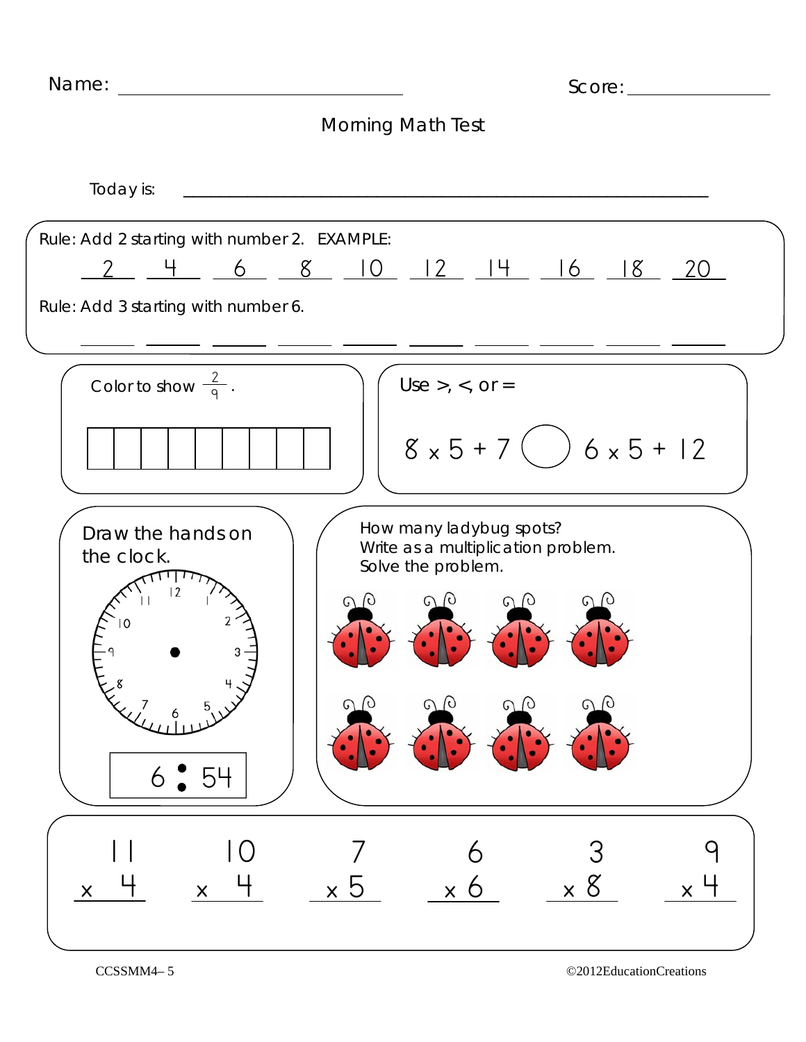Name: ______________________________ Score: ______________

# Morning Math Test

Today is: ____________________________________________

Rule: Add 2 starting with number 2. EXAMPLE:

2 4 6 8 10 12 14 16 18 20

Rule: Add 3 starting with number 6.

___ ___ ___ ___ ___ ___ ___ ___ ___ ___

Color to show $\frac{2}{9}$.

Use >, <, or =

$8 \times 5 + 7$ ◯ $6 \times 5 + 12$

Draw the hands on the clock.

6 : 54

How many ladybug spots?
Write as a multiplication problem.
Solve the problem.

$$\begin{array}{r} 11 \\ \times\ 4 \\ \hline \end{array} \quad \begin{array}{r} 10 \\ \times\ 4 \\ \hline \end{array} \quad \begin{array}{r} 7 \\ \times\ 5 \\ \hline \end{array} \quad \begin{array}{r} 6 \\ \times\ 6 \\ \hline \end{array} \quad \begin{array}{r} 3 \\ \times\ 8 \\ \hline \end{array} \quad \begin{array}{r} 9 \\ \times\ 4 \\ \hline \end{array}$$

CCSSMM4– 5

©2012EducationCreations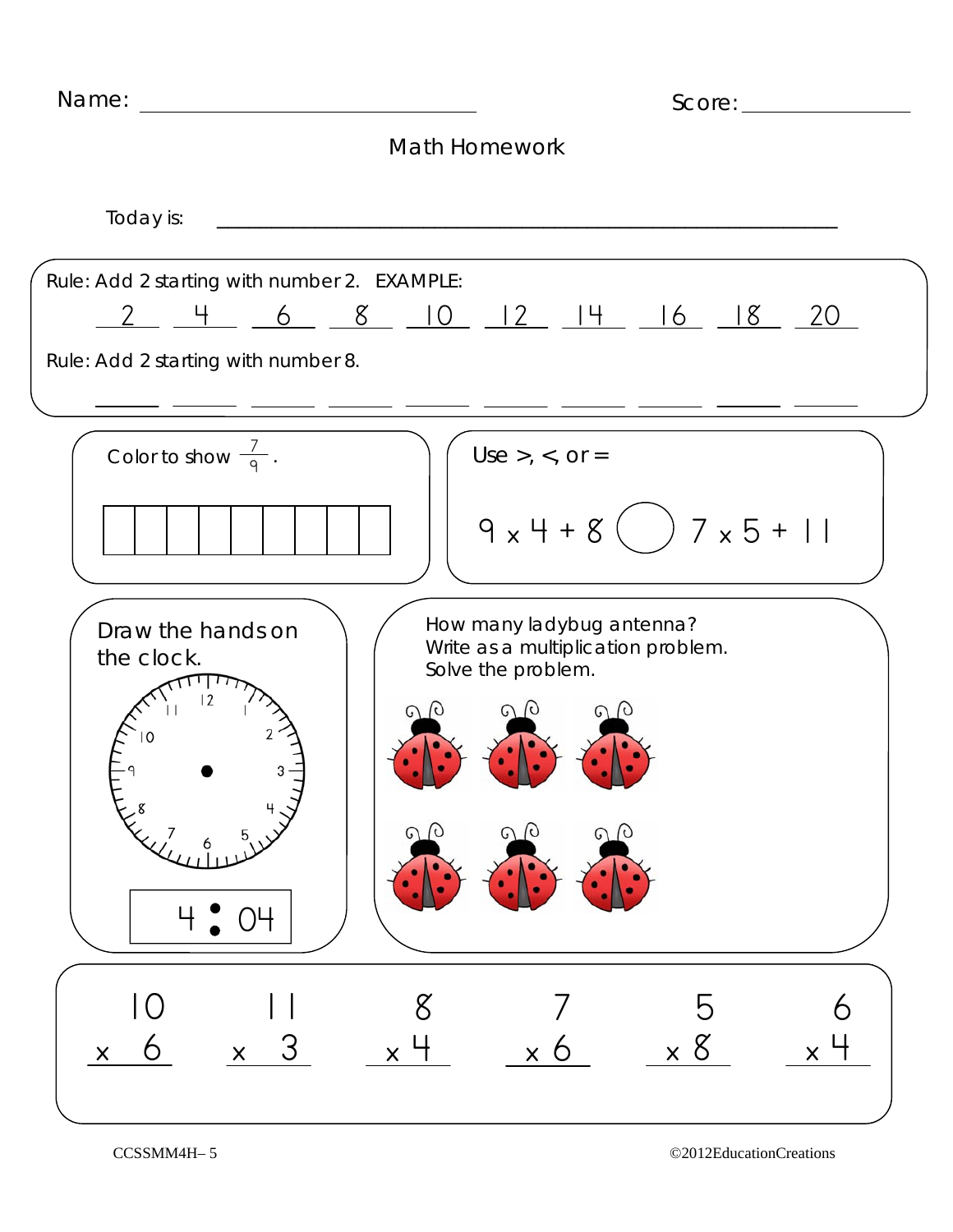Name: ______________________________ Score: ______________

# Math Homework

Today is: ________________________________________________________________

Rule: Add 2 starting with number 2. EXAMPLE:

2 4 6 8 10 12 14 16 18 20

Rule: Add 2 starting with number 8.

______ ______ ______ ______ ______ ______ ______ ______ ______ ______

Color to show $\frac{7}{9}$.

| | | | | | | | | |
|---|---|---|---|---|---|---|---|---|
| | | | | | | | | |

Use >, <, or =

$9 \times 4 + 8$ ◯ $7 \times 5 + 11$

Draw the hands on the clock.

12 1 2 3 4 5 6 7 8 9 10 11

4:04

How many ladybug antenna?
Write as a multiplication problem.
Solve the problem.

$$\begin{array}{r} 10 \\ \times\ 6 \\ \hline \end{array} \quad \begin{array}{r} 11 \\ \times\ 3 \\ \hline \end{array} \quad \begin{array}{r} 8 \\ \times\ 4 \\ \hline \end{array} \quad \begin{array}{r} 7 \\ \times\ 6 \\ \hline \end{array} \quad \begin{array}{r} 5 \\ \times\ 8 \\ \hline \end{array} \quad \begin{array}{r} 6 \\ \times\ 4 \\ \hline \end{array}$$

CCSSMM4H– 5

©2012EducationCreations